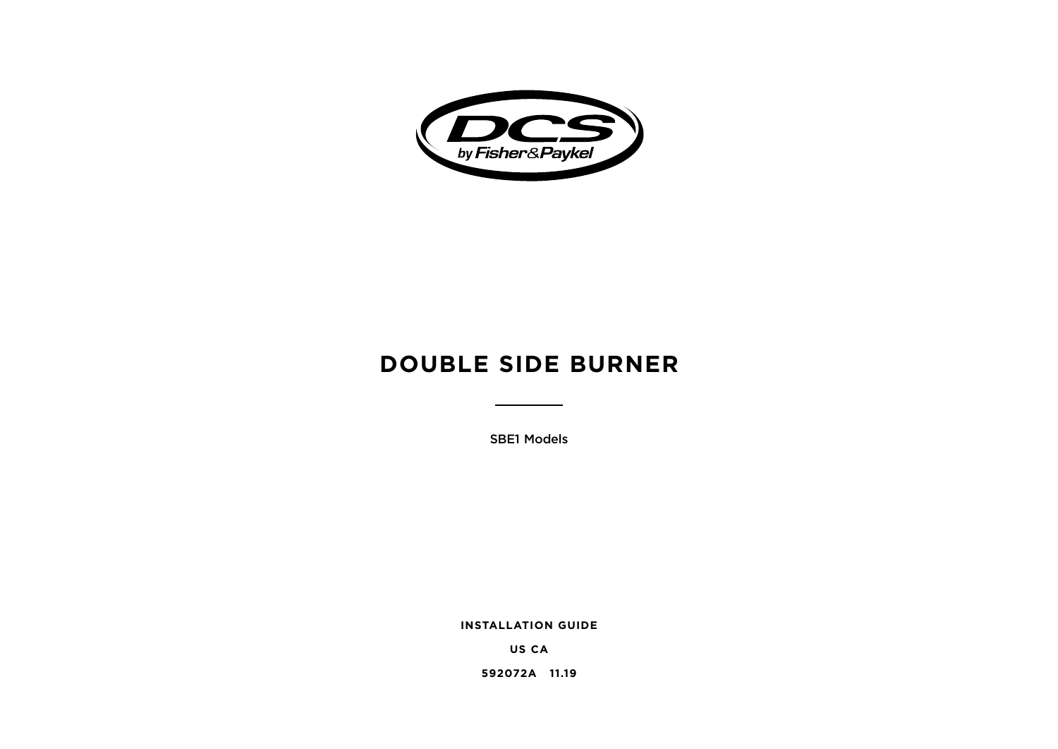# DOUBLE SIDE BURNER

SBE1 Models

**INSTALLATION GUIDE**

**US CA**

**592072A 11.19**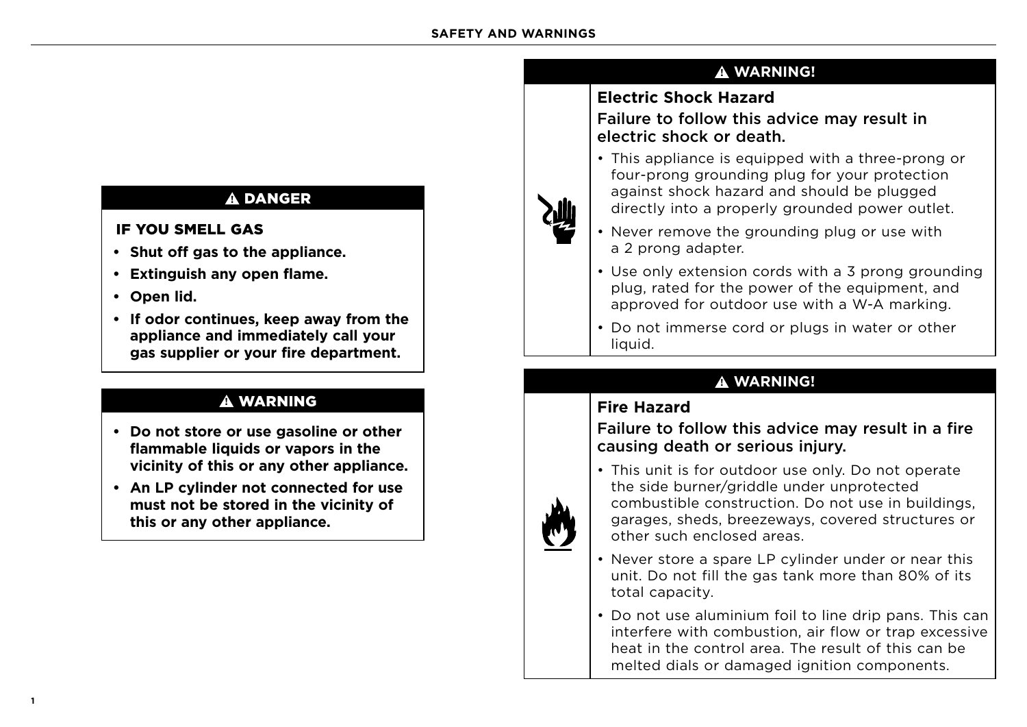## ⚠ DANGER

**IF YOU SMELL GAS**

- **Shut off gas to the appliance.**
- **Extinguish any open flame.**
- **Open lid.**
- **If odor continues, keep away from the appliance and immediately call your gas supplier or your fire department.**

## ⚠ WARNING

- **Do not store or use gasoline or other flammable liquids or vapors in the vicinity of this or any other appliance.**
- **An LP cylinder not connected for use must not be stored in the vicinity of this or any other appliance.**

## ⚠ WARNING!

### Electric Shock Hazard

Failure to follow this advice may result in electric shock or death.

- This appliance is equipped with a three-prong or four-prong grounding plug for your protection against shock hazard and should be plugged directly into a properly grounded power outlet.
- Never remove the grounding plug or use with a 2 prong adapter.
- Use only extension cords with a 3 prong grounding plug, rated for the power of the equipment, and approved for outdoor use with a W-A marking.
- Do not immerse cord or plugs in water or other liquid.

## ⚠ WARNING!

### Fire Hazard

Failure to follow this advice may result in a fire causing death or serious injury.

- This unit is for outdoor use only. Do not operate the side burner/griddle under unprotected combustible construction. Do not use in buildings, garages, sheds, breezeways, covered structures or other such enclosed areas.
- Never store a spare LP cylinder under or near this unit. Do not fill the gas tank more than 80% of its total capacity.
- Do not use aluminium foil to line drip pans. This can interfere with combustion, air flow or trap excessive heat in the control area. The result of this can be melted dials or damaged ignition components.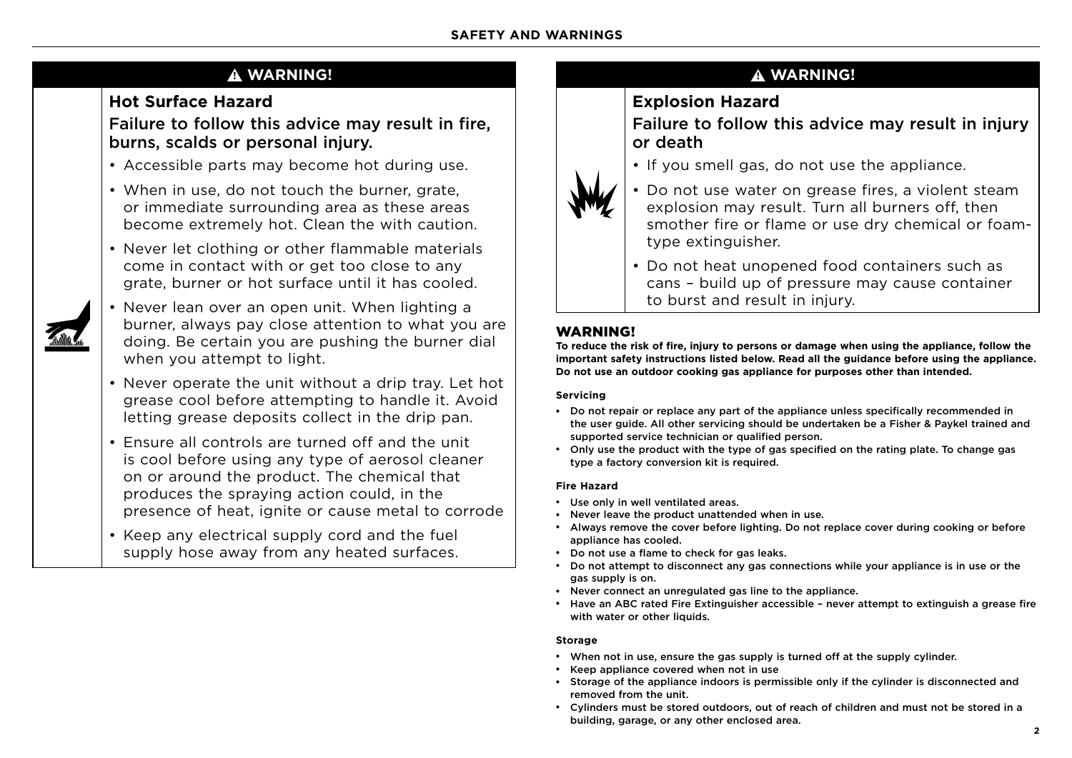## ⚠ WARNING!

### Hot Surface Hazard

Failure to follow this advice may result in fire, burns, scalds or personal injury.

- Accessible parts may become hot during use.
- When in use, do not touch the burner, grate, or immediate surrounding area as these areas become extremely hot. Clean the with caution.
- Never let clothing or other flammable materials come in contact with or get too close to any grate, burner or hot surface until it has cooled.
- Never lean over an open unit. When lighting a burner, always pay close attention to what you are doing. Be certain you are pushing the burner dial when you attempt to light.
- Never operate the unit without a drip tray. Let hot grease cool before attempting to handle it. Avoid letting grease deposits collect in the drip pan.
- Ensure all controls are turned off and the unit is cool before using any type of aerosol cleaner on or around the product. The chemical that produces the spraying action could, in the presence of heat, ignite or cause metal to corrode
- Keep any electrical supply cord and the fuel supply hose away from any heated surfaces.

## ⚠ WARNING!

### Explosion Hazard

Failure to follow this advice may result in injury or death

- If you smell gas, do not use the appliance.
- Do not use water on grease fires, a violent steam explosion may result. Turn all burners off, then smother fire or flame or use dry chemical or foam-type extinguisher.
- Do not heat unopened food containers such as cans – build up of pressure may cause container to burst and result in injury.

## WARNING!

**To reduce the risk of fire, injury to persons or damage when using the appliance, follow the important safety instructions listed below. Read all the guidance before using the appliance. Do not use an outdoor cooking gas appliance for purposes other than intended.**

#### Servicing

- Do not repair or replace any part of the appliance unless specifically recommended in the user guide. All other servicing should be undertaken be a Fisher & Paykel trained and supported service technician or qualified person.
- Only use the product with the type of gas specified on the rating plate. To change gas type a factory conversion kit is required.

#### Fire Hazard

- Use only in well ventilated areas.
- Never leave the product unattended when in use.
- Always remove the cover before lighting. Do not replace cover during cooking or before appliance has cooled.
- Do not use a flame to check for gas leaks.
- Do not attempt to disconnect any gas connections while your appliance is in use or the gas supply is on.
- Never connect an unregulated gas line to the appliance.
- Have an ABC rated Fire Extinguisher accessible – never attempt to extinguish a grease fire with water or other liquids.

#### Storage

- When not in use, ensure the gas supply is turned off at the supply cylinder.
- Keep appliance covered when not in use
- Storage of the appliance indoors is permissible only if the cylinder is disconnected and removed from the unit.
- Cylinders must be stored outdoors, out of reach of children and must not be stored in a building, garage, or any other enclosed area.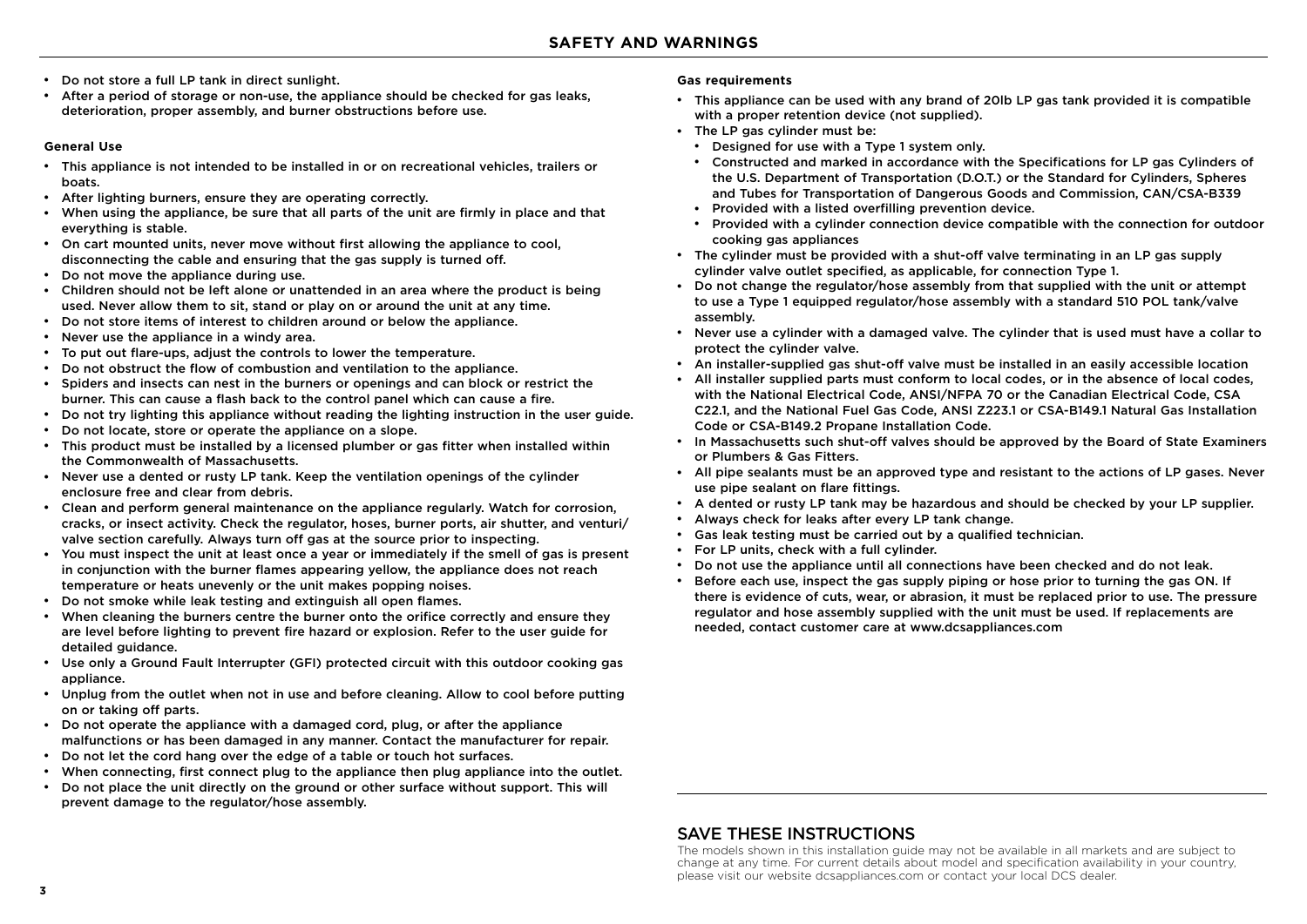## SAFETY AND WARNINGS

- Do not store a full LP tank in direct sunlight.
- After a period of storage or non-use, the appliance should be checked for gas leaks, deterioration, proper assembly, and burner obstructions before use.

**General Use**

- This appliance is not intended to be installed in or on recreational vehicles, trailers or boats.
- After lighting burners, ensure they are operating correctly.
- When using the appliance, be sure that all parts of the unit are firmly in place and that everything is stable.
- On cart mounted units, never move without first allowing the appliance to cool, disconnecting the cable and ensuring that the gas supply is turned off.
- Do not move the appliance during use.
- Children should not be left alone or unattended in an area where the product is being used. Never allow them to sit, stand or play on or around the unit at any time.
- Do not store items of interest to children around or below the appliance.
- Never use the appliance in a windy area.
- To put out flare-ups, adjust the controls to lower the temperature.
- Do not obstruct the flow of combustion and ventilation to the appliance.
- Spiders and insects can nest in the burners or openings and can block or restrict the burner. This can cause a flash back to the control panel which can cause a fire.
- Do not try lighting this appliance without reading the lighting instruction in the user guide.
- Do not locate, store or operate the appliance on a slope.
- This product must be installed by a licensed plumber or gas fitter when installed within the Commonwealth of Massachusetts.
- Never use a dented or rusty LP tank. Keep the ventilation openings of the cylinder enclosure free and clear from debris.
- Clean and perform general maintenance on the appliance regularly. Watch for corrosion, cracks, or insect activity. Check the regulator, hoses, burner ports, air shutter, and venturi/valve section carefully. Always turn off gas at the source prior to inspecting.
- You must inspect the unit at least once a year or immediately if the smell of gas is present in conjunction with the burner flames appearing yellow, the appliance does not reach temperature or heats unevenly or the unit makes popping noises.
- Do not smoke while leak testing and extinguish all open flames.
- When cleaning the burners centre the burner onto the orifice correctly and ensure they are level before lighting to prevent fire hazard or explosion. Refer to the user guide for detailed guidance.
- Use only a Ground Fault Interrupter (GFI) protected circuit with this outdoor cooking gas appliance.
- Unplug from the outlet when not in use and before cleaning. Allow to cool before putting on or taking off parts.
- Do not operate the appliance with a damaged cord, plug, or after the appliance malfunctions or has been damaged in any manner. Contact the manufacturer for repair.
- Do not let the cord hang over the edge of a table or touch hot surfaces.
- When connecting, first connect plug to the appliance then plug appliance into the outlet.
- Do not place the unit directly on the ground or other surface without support. This will prevent damage to the regulator/hose assembly.

**Gas requirements**

- This appliance can be used with any brand of 20lb LP gas tank provided it is compatible with a proper retention device (not supplied).
- The LP gas cylinder must be:
  - Designed for use with a Type 1 system only.
  - Constructed and marked in accordance with the Specifications for LP gas Cylinders of the U.S. Department of Transportation (D.O.T.) or the Standard for Cylinders, Spheres and Tubes for Transportation of Dangerous Goods and Commission, CAN/CSA-B339
  - Provided with a listed overfilling prevention device.
  - Provided with a cylinder connection device compatible with the connection for outdoor cooking gas appliances
- The cylinder must be provided with a shut-off valve terminating in an LP gas supply cylinder valve outlet specified, as applicable, for connection Type 1.
- Do not change the regulator/hose assembly from that supplied with the unit or attempt to use a Type 1 equipped regulator/hose assembly with a standard 510 POL tank/valve assembly.
- Never use a cylinder with a damaged valve. The cylinder that is used must have a collar to protect the cylinder valve.
- An installer-supplied gas shut-off valve must be installed in an easily accessible location
- All installer supplied parts must conform to local codes, or in the absence of local codes, with the National Electrical Code, ANSI/NFPA 70 or the Canadian Electrical Code, CSA C22.1, and the National Fuel Gas Code, ANSI Z223.1 or CSA-B149.1 Natural Gas Installation Code or CSA-B149.2 Propane Installation Code.
- In Massachusetts such shut-off valves should be approved by the Board of State Examiners or Plumbers & Gas Fitters.
- All pipe sealants must be an approved type and resistant to the actions of LP gases. Never use pipe sealant on flare fittings.
- A dented or rusty LP tank may be hazardous and should be checked by your LP supplier.
- Always check for leaks after every LP tank change.
- Gas leak testing must be carried out by a qualified technician.
- For LP units, check with a full cylinder.
- Do not use the appliance until all connections have been checked and do not leak.
- Before each use, inspect the gas supply piping or hose prior to turning the gas ON. If there is evidence of cuts, wear, or abrasion, it must be replaced prior to use. The pressure regulator and hose assembly supplied with the unit must be used. If replacements are needed, contact customer care at www.dcsappliances.com

## SAVE THESE INSTRUCTIONS

The models shown in this installation guide may not be available in all markets and are subject to change at any time. For current details about model and specification availability in your country, please visit our website dcsappliances.com or contact your local DCS dealer.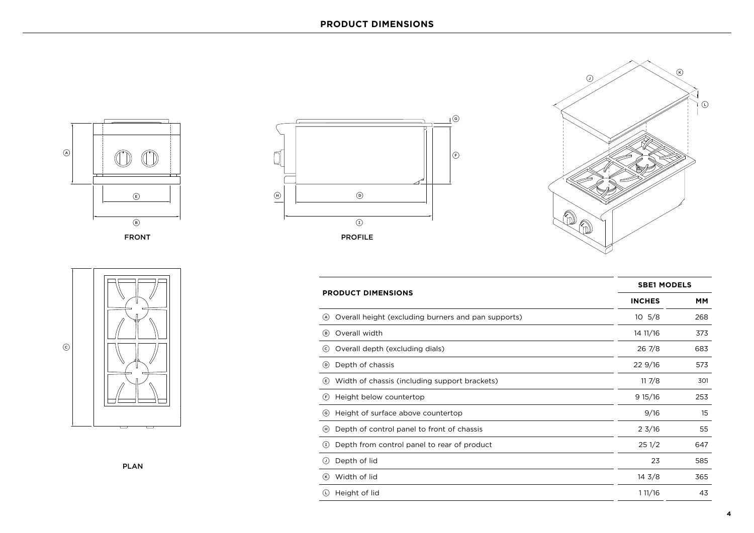# PRODUCT DIMENSIONS

FRONT

PROFILE

PLAN

| PRODUCT DIMENSIONS | SBE1 MODELS | |
|---|---|---|
| | INCHES | MM |
| Ⓐ Overall height (excluding burners and pan supports) | 10 5/8 | 268 |
| Ⓑ Overall width | 14 11/16 | 373 |
| Ⓒ Overall depth (excluding dials) | 26 7/8 | 683 |
| Ⓓ Depth of chassis | 22 9/16 | 573 |
| Ⓔ Width of chassis (including support brackets) | 11 7/8 | 301 |
| Ⓕ Height below countertop | 9 15/16 | 253 |
| Ⓖ Height of surface above countertop | 9/16 | 15 |
| Ⓗ Depth of control panel to front of chassis | 2 3/16 | 55 |
| Ⓘ Depth from control panel to rear of product | 25 1/2 | 647 |
| Ⓙ Depth of lid | 23 | 585 |
| Ⓚ Width of lid | 14 3/8 | 365 |
| Ⓛ Height of lid | 1 11/16 | 43 |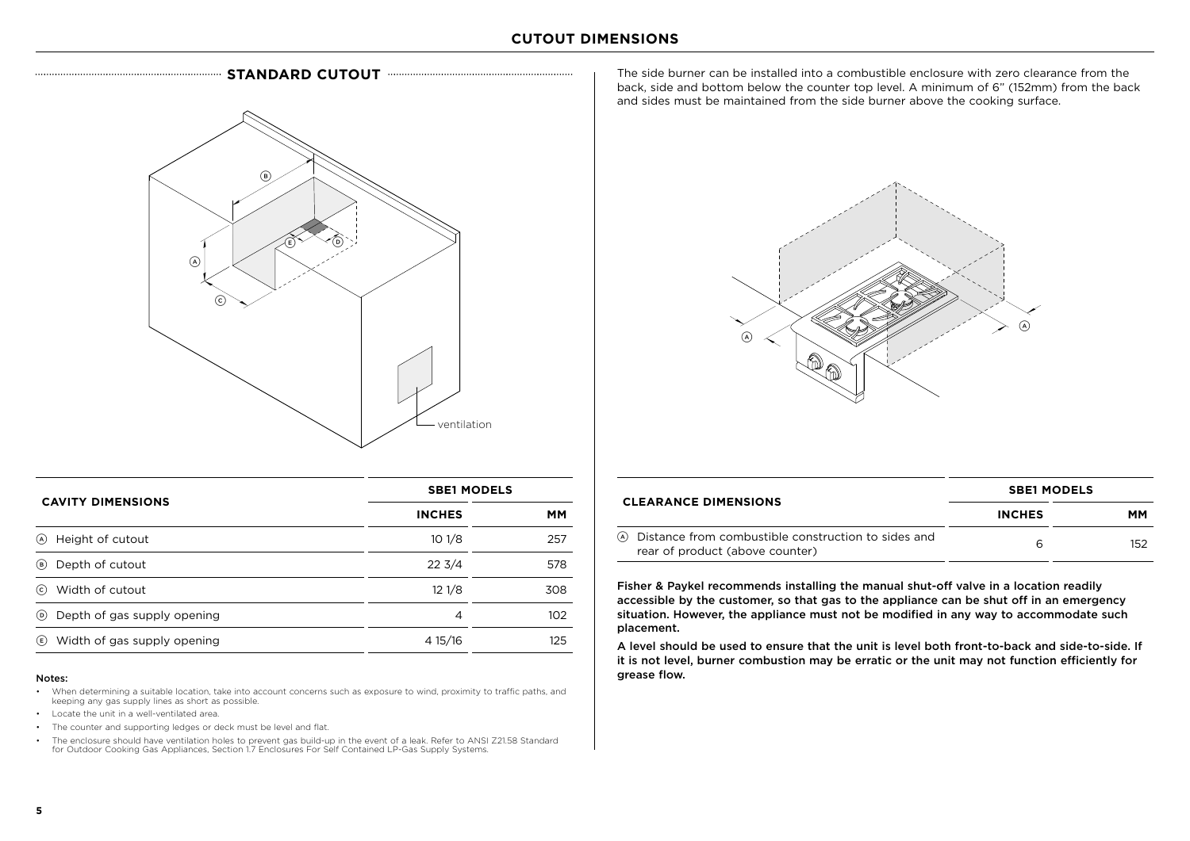# CUTOUT DIMENSIONS

## STANDARD CUTOUT

ventilation

| CAVITY DIMENSIONS | SBE1 MODELS | |
|---|---|---|
| | INCHES | MM |
| Ⓐ Height of cutout | 10 1/8 | 257 |
| Ⓑ Depth of cutout | 22 3/4 | 578 |
| Ⓒ Width of cutout | 12 1/8 | 308 |
| Ⓓ Depth of gas supply opening | 4 | 102 |
| Ⓔ Width of gas supply opening | 4 15/16 | 125 |

Notes:

- When determining a suitable location, take into account concerns such as exposure to wind, proximity to traffic paths, and keeping any gas supply lines as short as possible.
- Locate the unit in a well-ventilated area.
- The counter and supporting ledges or deck must be level and flat.
- The enclosure should have ventilation holes to prevent gas build-up in the event of a leak. Refer to ANSI Z21.58 Standard for Outdoor Cooking Gas Appliances, Section 1.7 Enclosures For Self Contained LP-Gas Supply Systems.

The side burner can be installed into a combustible enclosure with zero clearance from the back, side and bottom below the counter top level. A minimum of 6" (152mm) from the back and sides must be maintained from the side burner above the cooking surface.

| CLEARANCE DIMENSIONS | SBE1 MODELS | |
|---|---|---|
| | INCHES | MM |
| Ⓐ Distance from combustible construction to sides and rear of product (above counter) | 6 | 152 |

**Fisher & Paykel recommends installing the manual shut-off valve in a location readily accessible by the customer, so that gas to the appliance can be shut off in an emergency situation. However, the appliance must not be modified in any way to accommodate such placement.**

**A level should be used to ensure that the unit is level both front-to-back and side-to-side. If it is not level, burner combustion may be erratic or the unit may not function efficiently for grease flow.**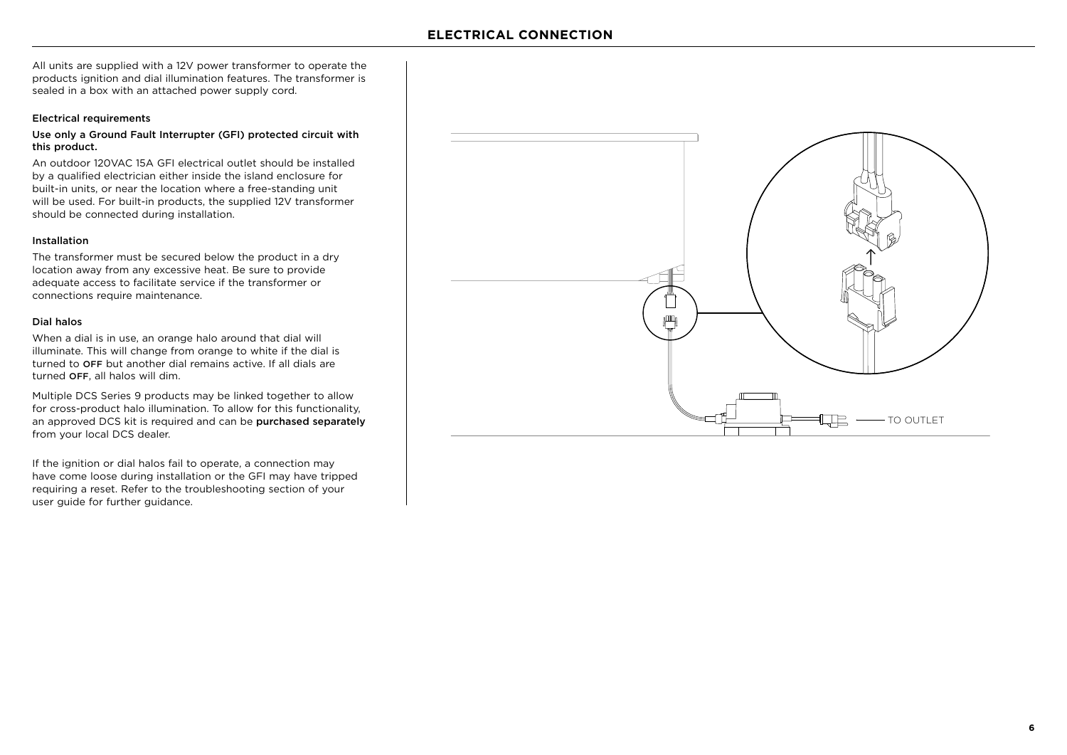# ELECTRICAL CONNECTION

All units are supplied with a 12V power transformer to operate the products ignition and dial illumination features. The transformer is sealed in a box with an attached power supply cord.

### Electrical requirements

**Use only a Ground Fault Interrupter (GFI) protected circuit with this product.**

An outdoor 120VAC 15A GFI electrical outlet should be installed by a qualified electrician either inside the island enclosure for built-in units, or near the location where a free-standing unit will be used. For built-in products, the supplied 12V transformer should be connected during installation.

### Installation

The transformer must be secured below the product in a dry location away from any excessive heat. Be sure to provide adequate access to facilitate service if the transformer or connections require maintenance.

### Dial halos

When a dial is in use, an orange halo around that dial will illuminate. This will change from orange to white if the dial is turned to **OFF** but another dial remains active. If all dials are turned **OFF**, all halos will dim.

Multiple DCS Series 9 products may be linked together to allow for cross-product halo illumination. To allow for this functionality, an approved DCS kit is required and can be **purchased separately** from your local DCS dealer.

If the ignition or dial halos fail to operate, a connection may have come loose during installation or the GFI may have tripped requiring a reset. Refer to the troubleshooting section of your user guide for further guidance.

TO OUTLET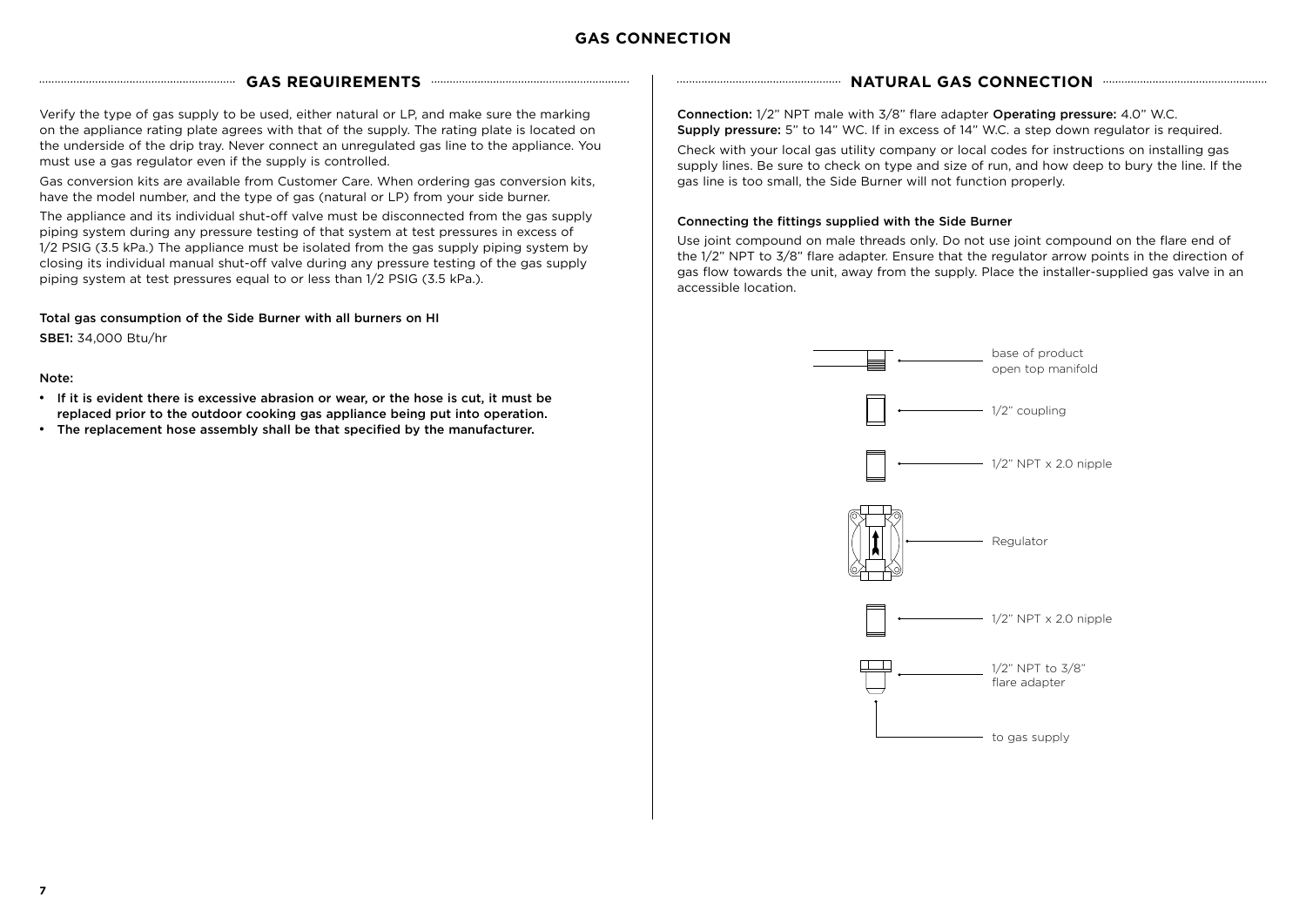# GAS CONNECTION

## GAS REQUIREMENTS

Verify the type of gas supply to be used, either natural or LP, and make sure the marking on the appliance rating plate agrees with that of the supply. The rating plate is located on the underside of the drip tray. Never connect an unregulated gas line to the appliance. You must use a gas regulator even if the supply is controlled.

Gas conversion kits are available from Customer Care. When ordering gas conversion kits, have the model number, and the type of gas (natural or LP) from your side burner.

The appliance and its individual shut-off valve must be disconnected from the gas supply piping system during any pressure testing of that system at test pressures in excess of 1/2 PSIG (3.5 kPa.) The appliance must be isolated from the gas supply piping system by closing its individual manual shut-off valve during any pressure testing of the gas supply piping system at test pressures equal to or less than 1/2 PSIG (3.5 kPa.).

**Total gas consumption of the Side Burner with all burners on HI**

**SBE1:** 34,000 Btu/hr

**Note:**

- **If it is evident there is excessive abrasion or wear, or the hose is cut, it must be replaced prior to the outdoor cooking gas appliance being put into operation.**
- **The replacement hose assembly shall be that specified by the manufacturer.**

## NATURAL GAS CONNECTION

**Connection:** 1/2" NPT male with 3/8" flare adapter **Operating pressure:** 4.0" W.C.
**Supply pressure:** 5" to 14" WC. If in excess of 14" W.C. a step down regulator is required.

Check with your local gas utility company or local codes for instructions on installing gas supply lines. Be sure to check on type and size of run, and how deep to bury the line. If the gas line is too small, the Side Burner will not function properly.

**Connecting the fittings supplied with the Side Burner**

Use joint compound on male threads only. Do not use joint compound on the flare end of the 1/2" NPT to 3/8" flare adapter. Ensure that the regulator arrow points in the direction of gas flow towards the unit, away from the supply. Place the installer-supplied gas valve in an accessible location.

- base of product open top manifold
- 1/2" coupling
- 1/2" NPT x 2.0 nipple
- Regulator
- 1/2" NPT x 2.0 nipple
- 1/2" NPT to 3/8" flare adapter
- to gas supply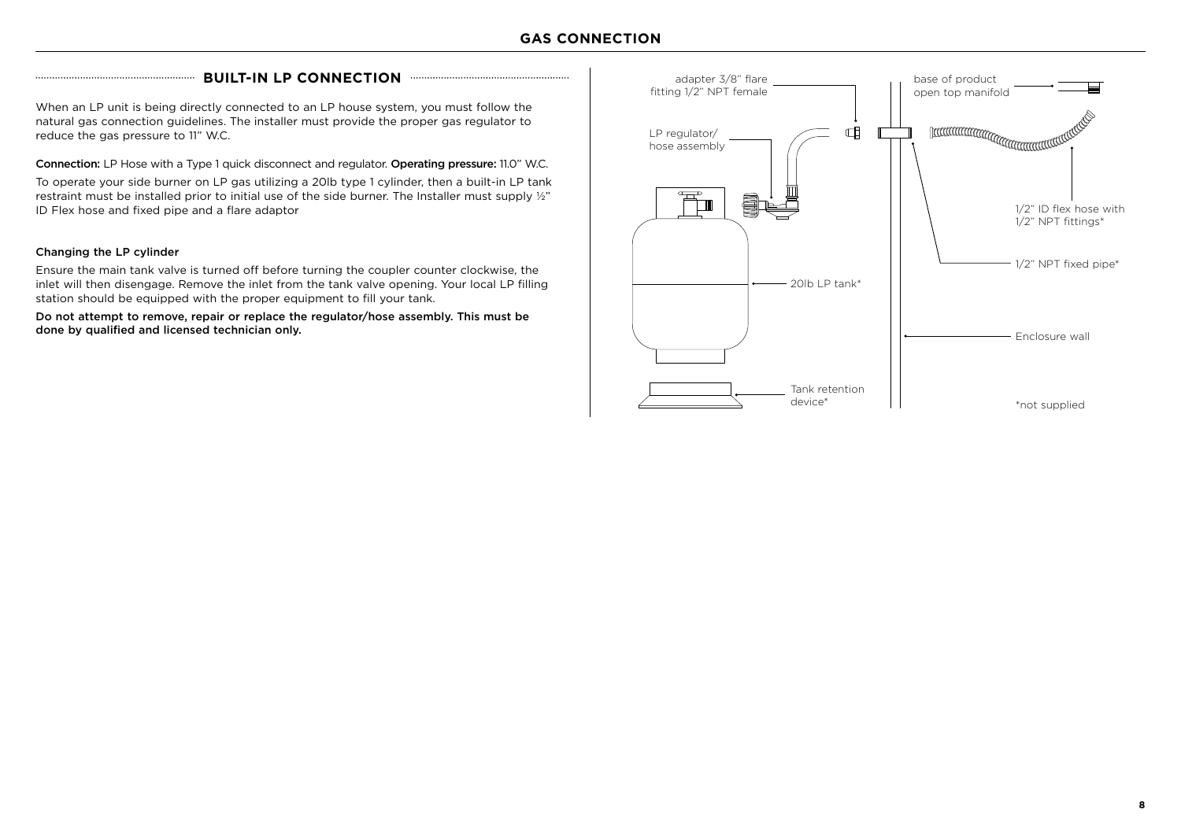# GAS CONNECTION

## BUILT-IN LP CONNECTION

When an LP unit is being directly connected to an LP house system, you must follow the natural gas connection guidelines. The installer must provide the proper gas regulator to reduce the gas pressure to 11" W.C.

**Connection:** LP Hose with a Type 1 quick disconnect and regulator. **Operating pressure:** 11.0" W.C.

To operate your side burner on LP gas utilizing a 20lb type 1 cylinder, then a built-in LP tank restraint must be installed prior to initial use of the side burner. The Installer must supply ½" ID Flex hose and fixed pipe and a flare adaptor

### Changing the LP cylinder

Ensure the main tank valve is turned off before turning the coupler counter clockwise, the inlet will then disengage. Remove the inlet from the tank valve opening. Your local LP filling station should be equipped with the proper equipment to fill your tank.

**Do not attempt to remove, repair or replace the regulator/hose assembly. This must be done by qualified and licensed technician only.**

adapter 3/8" flare fitting 1/2" NPT female

LP regulator/ hose assembly

base of product open top manifold

1/2" ID flex hose with 1/2" NPT fittings*

1/2" NPT fixed pipe*

20lb LP tank*

Enclosure wall

Tank retention device*

*not supplied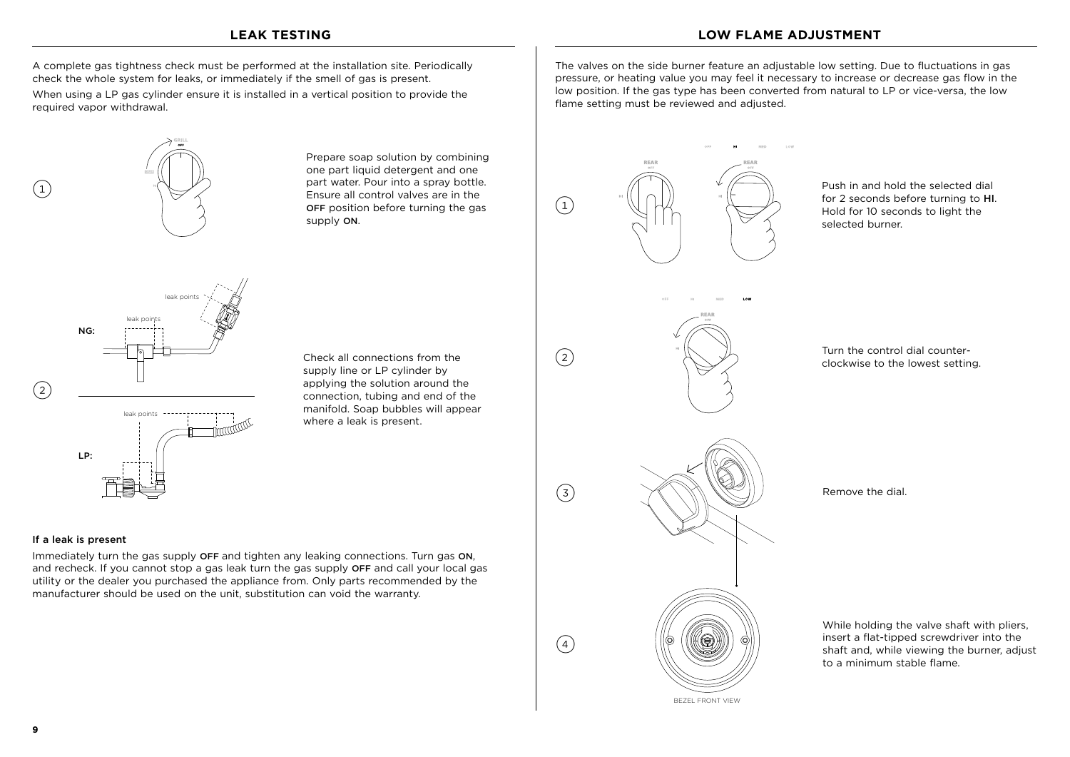## LEAK TESTING

A complete gas tightness check must be performed at the installation site. Periodically check the whole system for leaks, or immediately if the smell of gas is present.

When using a LP gas cylinder ensure it is installed in a vertical position to provide the required vapor withdrawal.

1. Prepare soap solution by combining one part liquid detergent and one part water. Pour into a spray bottle. Ensure all control valves are in the **OFF** position before turning the gas supply **ON**.

2. Check all connections from the supply line or LP cylinder by applying the solution around the connection, tubing and end of the manifold. Soap bubbles will appear where a leak is present.

### If a leak is present

Immediately turn the gas supply **OFF** and tighten any leaking connections. Turn gas **ON**, and recheck. If you cannot stop a gas leak turn the gas supply **OFF** and call your local gas utility or the dealer you purchased the appliance from. Only parts recommended by the manufacturer should be used on the unit, substitution can void the warranty.

## LOW FLAME ADJUSTMENT

The valves on the side burner feature an adjustable low setting. Due to fluctuations in gas pressure, or heating value you may feel it necessary to increase or decrease gas flow in the low position. If the gas type has been converted from natural to LP or vice-versa, the low flame setting must be reviewed and adjusted.

1. Push in and hold the selected dial for 2 seconds before turning to **HI**. Hold for 10 seconds to light the selected burner.

2. Turn the control dial counter-clockwise to the lowest setting.

3. Remove the dial.

4. While holding the valve shaft with pliers, insert a flat-tipped screwdriver into the shaft and, while viewing the burner, adjust to a minimum stable flame.

BEZEL FRONT VIEW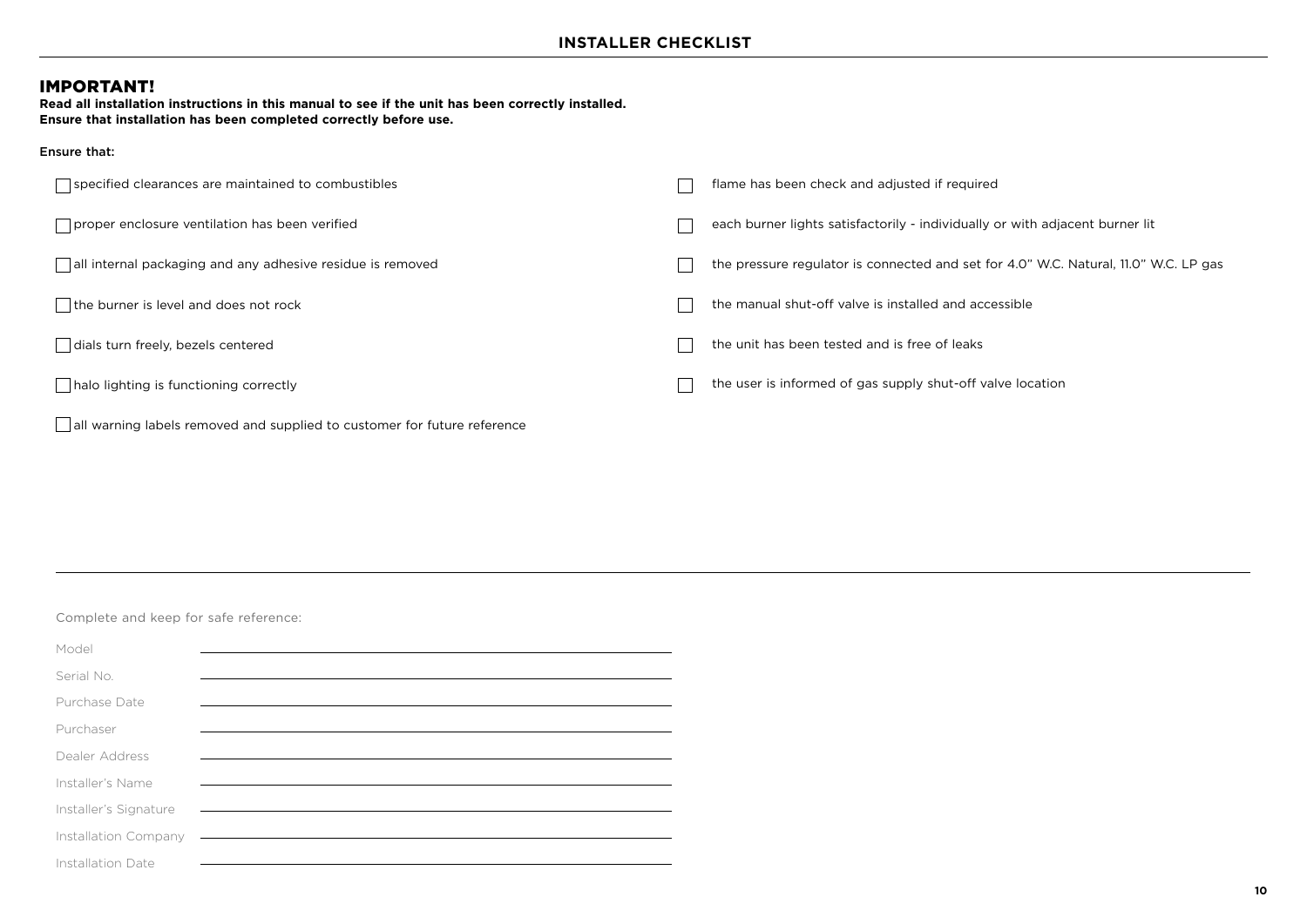## INSTALLER CHECKLIST

# IMPORTANT!

**Read all installation instructions in this manual to see if the unit has been correctly installed.**
**Ensure that installation has been completed correctly before use.**

Ensure that:

- [ ] specified clearances are maintained to combustibles
- [ ] proper enclosure ventilation has been verified
- [ ] all internal packaging and any adhesive residue is removed
- [ ] the burner is level and does not rock
- [ ] dials turn freely, bezels centered
- [ ] halo lighting is functioning correctly
- [ ] all warning labels removed and supplied to customer for future reference
- [ ] flame has been check and adjusted if required
- [ ] each burner lights satisfactorily - individually or with adjacent burner lit
- [ ] the pressure regulator is connected and set for 4.0" W.C. Natural, 11.0" W.C. LP gas
- [ ] the manual shut-off valve is installed and accessible
- [ ] the unit has been tested and is free of leaks
- [ ] the user is informed of gas supply shut-off valve location

---

Complete and keep for safe reference:

Model \_\_\_\_\_\_\_\_\_\_\_\_\_\_\_\_\_\_\_\_\_\_\_\_\_\_\_\_\_\_

Serial No. \_\_\_\_\_\_\_\_\_\_\_\_\_\_\_\_\_\_\_\_\_\_\_\_\_\_\_\_\_\_

Purchase Date \_\_\_\_\_\_\_\_\_\_\_\_\_\_\_\_\_\_\_\_\_\_\_\_\_\_\_\_\_\_

Purchaser \_\_\_\_\_\_\_\_\_\_\_\_\_\_\_\_\_\_\_\_\_\_\_\_\_\_\_\_\_\_

Dealer Address \_\_\_\_\_\_\_\_\_\_\_\_\_\_\_\_\_\_\_\_\_\_\_\_\_\_\_\_\_\_

Installer's Name \_\_\_\_\_\_\_\_\_\_\_\_\_\_\_\_\_\_\_\_\_\_\_\_\_\_\_\_\_\_

Installer's Signature \_\_\_\_\_\_\_\_\_\_\_\_\_\_\_\_\_\_\_\_\_\_\_\_\_\_\_\_\_\_

Installation Company \_\_\_\_\_\_\_\_\_\_\_\_\_\_\_\_\_\_\_\_\_\_\_\_\_\_\_\_\_\_

Installation Date \_\_\_\_\_\_\_\_\_\_\_\_\_\_\_\_\_\_\_\_\_\_\_\_\_\_\_\_\_\_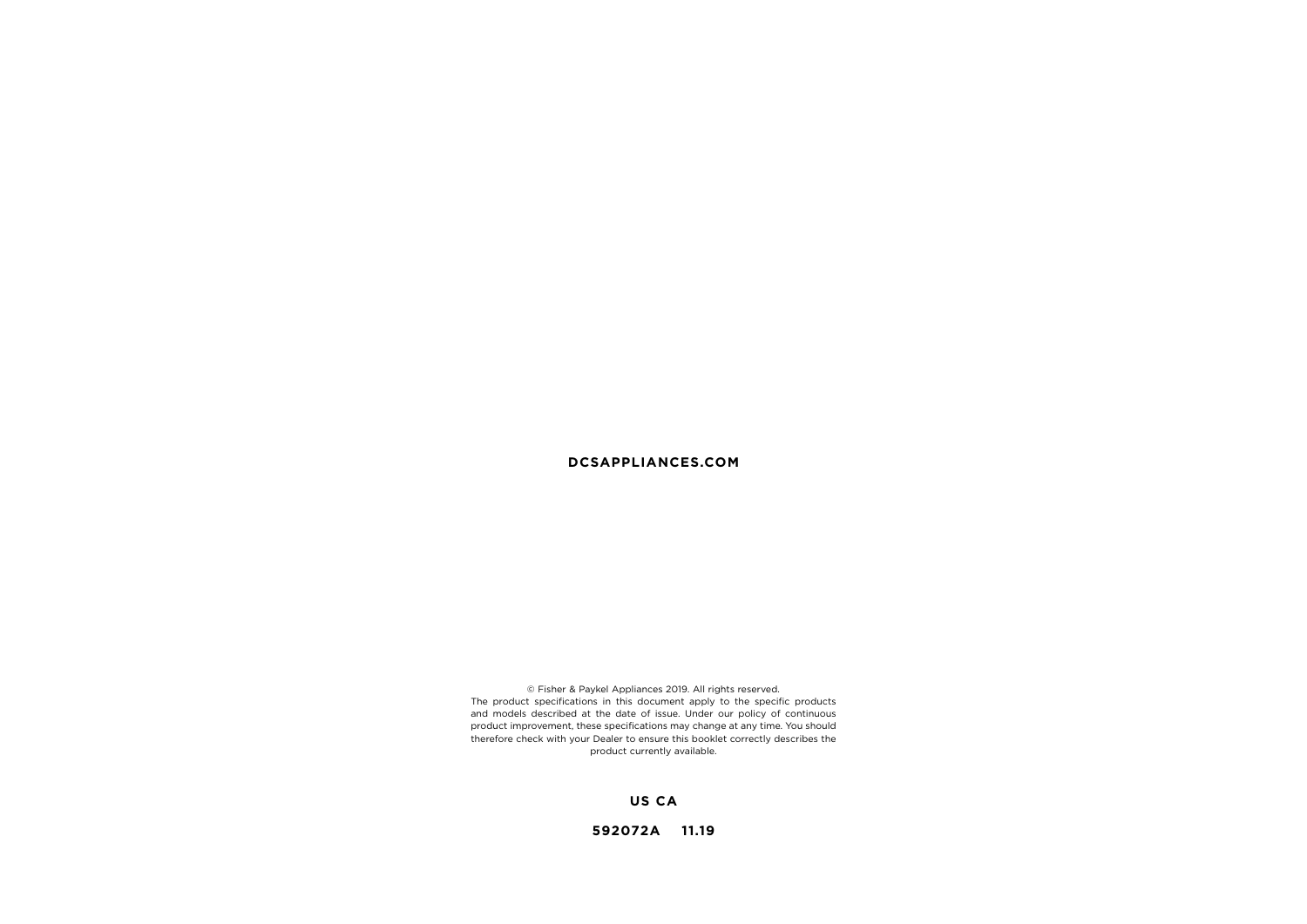**DCSAPPLIANCES.COM**

© Fisher & Paykel Appliances 2019. All rights reserved.
The product specifications in this document apply to the specific products and models described at the date of issue. Under our policy of continuous product improvement, these specifications may change at any time. You should therefore check with your Dealer to ensure this booklet correctly describes the product currently available.

**US CA**

**592072A 11.19**